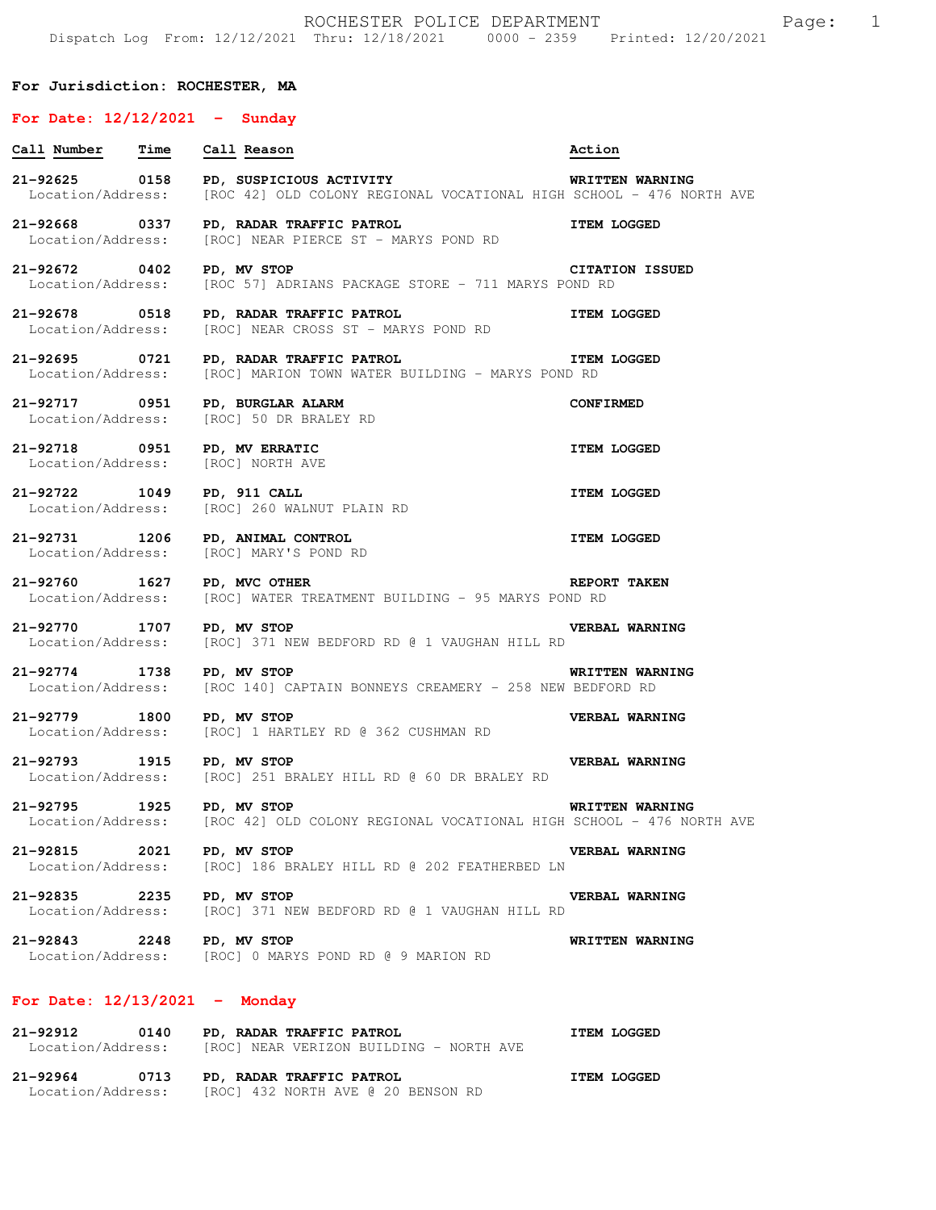# ROCHESTER POLICE DEPARTMENT

Dispatch Log From: 12/12/2021 Thru: 12/18/2021 0000 - 2359 Printed: 12/20/2021

**For Jurisdiction: ROCHESTER, MA**

## For Date: 12/12/2021 - Sunday

| Call Number | Time | Call Reason | Action |
|---|---|---|---|
| **21-92625** | **0158** | **PD, SUSPICIOUS ACTIVITY** | **WRITTEN WARNING** |
| Location/Address: | | [ROC 42] OLD COLONY REGIONAL VOCATIONAL HIGH SCHOOL - 476 NORTH AVE | |
| **21-92668** | **0337** | **PD, RADAR TRAFFIC PATROL** | **ITEM LOGGED** |
| Location/Address: | | [ROC] NEAR PIERCE ST - MARYS POND RD | |
| **21-92672** | **0402** | **PD, MV STOP** | **CITATION ISSUED** |
| Location/Address: | | [ROC 57] ADRIANS PACKAGE STORE - 711 MARYS POND RD | |
| **21-92678** | **0518** | **PD, RADAR TRAFFIC PATROL** | **ITEM LOGGED** |
| Location/Address: | | [ROC] NEAR CROSS ST - MARYS POND RD | |
| **21-92695** | **0721** | **PD, RADAR TRAFFIC PATROL** | **ITEM LOGGED** |
| Location/Address: | | [ROC] MARION TOWN WATER BUILDING - MARYS POND RD | |
| **21-92717** | **0951** | **PD, BURGLAR ALARM** | **CONFIRMED** |
| Location/Address: | | [ROC] 50 DR BRALEY RD | |
| **21-92718** | **0951** | **PD, MV ERRATIC** | **ITEM LOGGED** |
| Location/Address: | | [ROC] NORTH AVE | |
| **21-92722** | **1049** | **PD, 911 CALL** | **ITEM LOGGED** |
| Location/Address: | | [ROC] 260 WALNUT PLAIN RD | |
| **21-92731** | **1206** | **PD, ANIMAL CONTROL** | **ITEM LOGGED** |
| Location/Address: | | [ROC] MARY'S POND RD | |
| **21-92760** | **1627** | **PD, MVC OTHER** | **REPORT TAKEN** |
| Location/Address: | | [ROC] WATER TREATMENT BUILDING - 95 MARYS POND RD | |
| **21-92770** | **1707** | **PD, MV STOP** | **VERBAL WARNING** |
| Location/Address: | | [ROC] 371 NEW BEDFORD RD @ 1 VAUGHAN HILL RD | |
| **21-92774** | **1738** | **PD, MV STOP** | **WRITTEN WARNING** |
| Location/Address: | | [ROC 140] CAPTAIN BONNEYS CREAMERY - 258 NEW BEDFORD RD | |
| **21-92779** | **1800** | **PD, MV STOP** | **VERBAL WARNING** |
| Location/Address: | | [ROC] 1 HARTLEY RD @ 362 CUSHMAN RD | |
| **21-92793** | **1915** | **PD, MV STOP** | **VERBAL WARNING** |
| Location/Address: | | [ROC] 251 BRALEY HILL RD @ 60 DR BRALEY RD | |
| **21-92795** | **1925** | **PD, MV STOP** | **WRITTEN WARNING** |
| Location/Address: | | [ROC 42] OLD COLONY REGIONAL VOCATIONAL HIGH SCHOOL - 476 NORTH AVE | |
| **21-92815** | **2021** | **PD, MV STOP** | **VERBAL WARNING** |
| Location/Address: | | [ROC] 186 BRALEY HILL RD @ 202 FEATHERBED LN | |
| **21-92835** | **2235** | **PD, MV STOP** | **VERBAL WARNING** |
| Location/Address: | | [ROC] 371 NEW BEDFORD RD @ 1 VAUGHAN HILL RD | |
| **21-92843** | **2248** | **PD, MV STOP** | **WRITTEN WARNING** |
| Location/Address: | | [ROC] 0 MARYS POND RD @ 9 MARION RD | |

## For Date: 12/13/2021 - Monday

| Call Number | Time | Call Reason | Action |
|---|---|---|---|
| **21-92912** | **0140** | **PD, RADAR TRAFFIC PATROL** | **ITEM LOGGED** |
| Location/Address: | | [ROC] NEAR VERIZON BUILDING - NORTH AVE | |
| **21-92964** | **0713** | **PD, RADAR TRAFFIC PATROL** | **ITEM LOGGED** |
| Location/Address: | | [ROC] 432 NORTH AVE @ 20 BENSON RD | |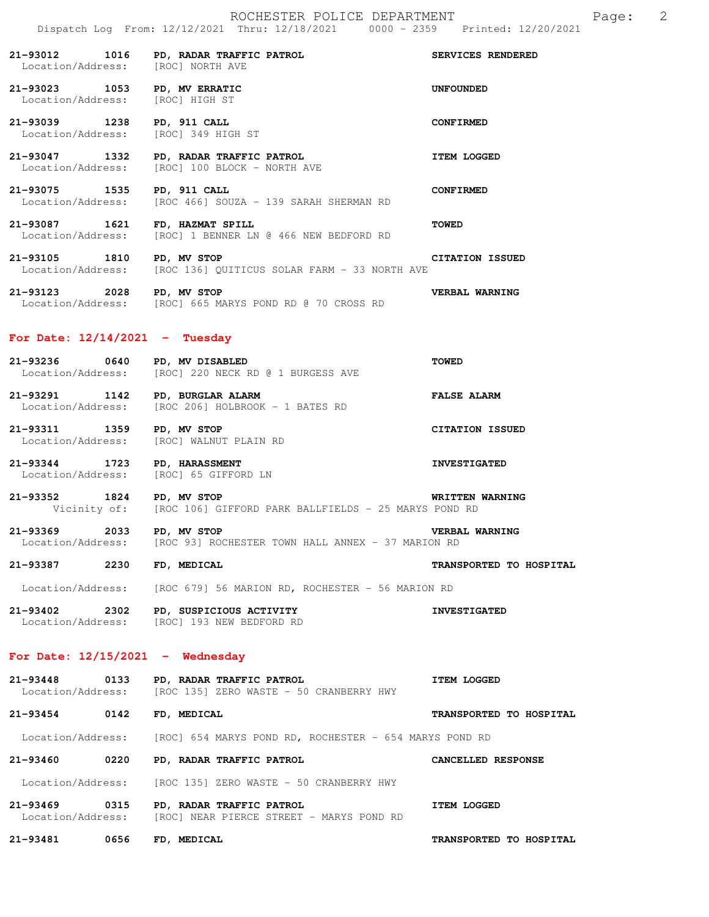21-93012 1016 **PD, RADAR TRAFFIC PATROL** **SERVICES RENDERED**
Location/Address: [ROC] NORTH AVE

21-93023 1053 **PD, MV ERRATIC** **UNFOUNDED**
Location/Address: [ROC] HIGH ST

21-93039 1238 **PD, 911 CALL** **CONFIRMED**
Location/Address: [ROC] 349 HIGH ST

21-93047 1332 **PD, RADAR TRAFFIC PATROL** **ITEM LOGGED**
Location/Address: [ROC] 100 BLOCK - NORTH AVE

21-93075 1535 **PD, 911 CALL** **CONFIRMED**
Location/Address: [ROC 466] SOUZA - 139 SARAH SHERMAN RD

21-93087 1621 **FD, HAZMAT SPILL** **TOWED**
Location/Address: [ROC] 1 BENNER LN @ 466 NEW BEDFORD RD

21-93105 1810 **PD, MV STOP** **CITATION ISSUED**
Location/Address: [ROC 136] QUITICUS SOLAR FARM - 33 NORTH AVE

21-93123 2028 **PD, MV STOP** **VERBAL WARNING**
Location/Address: [ROC] 665 MARYS POND RD @ 70 CROSS RD

## For Date: 12/14/2021 - Tuesday

21-93236 0640 **PD, MV DISABLED** **TOWED**
Location/Address: [ROC] 220 NECK RD @ 1 BURGESS AVE

21-93291 1142 **PD, BURGLAR ALARM** **FALSE ALARM**
Location/Address: [ROC 206] HOLBROOK - 1 BATES RD

21-93311 1359 **PD, MV STOP** **CITATION ISSUED**
Location/Address: [ROC] WALNUT PLAIN RD

21-93344 1723 **PD, HARASSMENT** **INVESTIGATED**
Location/Address: [ROC] 65 GIFFORD LN

21-93352 1824 **PD, MV STOP** **WRITTEN WARNING**
Vicinity of: [ROC 106] GIFFORD PARK BALLFIELDS - 25 MARYS POND RD

21-93369 2033 **PD, MV STOP** **VERBAL WARNING**
Location/Address: [ROC 93] ROCHESTER TOWN HALL ANNEX - 37 MARION RD

21-93387 2230 **FD, MEDICAL** **TRANSPORTED TO HOSPITAL**
Location/Address: [ROC 679] 56 MARION RD, ROCHESTER - 56 MARION RD

21-93402 2302 **PD, SUSPICIOUS ACTIVITY** **INVESTIGATED**
Location/Address: [ROC] 193 NEW BEDFORD RD

## For Date: 12/15/2021 - Wednesday

21-93448 0133 **PD, RADAR TRAFFIC PATROL** **ITEM LOGGED**
Location/Address: [ROC 135] ZERO WASTE - 50 CRANBERRY HWY

21-93454 0142 **FD, MEDICAL** **TRANSPORTED TO HOSPITAL**
Location/Address: [ROC] 654 MARYS POND RD, ROCHESTER - 654 MARYS POND RD

21-93460 0220 **PD, RADAR TRAFFIC PATROL** **CANCELLED RESPONSE**
Location/Address: [ROC 135] ZERO WASTE - 50 CRANBERRY HWY

21-93469 0315 **PD, RADAR TRAFFIC PATROL** **ITEM LOGGED**
Location/Address: [ROC] NEAR PIERCE STREET - MARYS POND RD

21-93481 0656 **FD, MEDICAL** **TRANSPORTED TO HOSPITAL**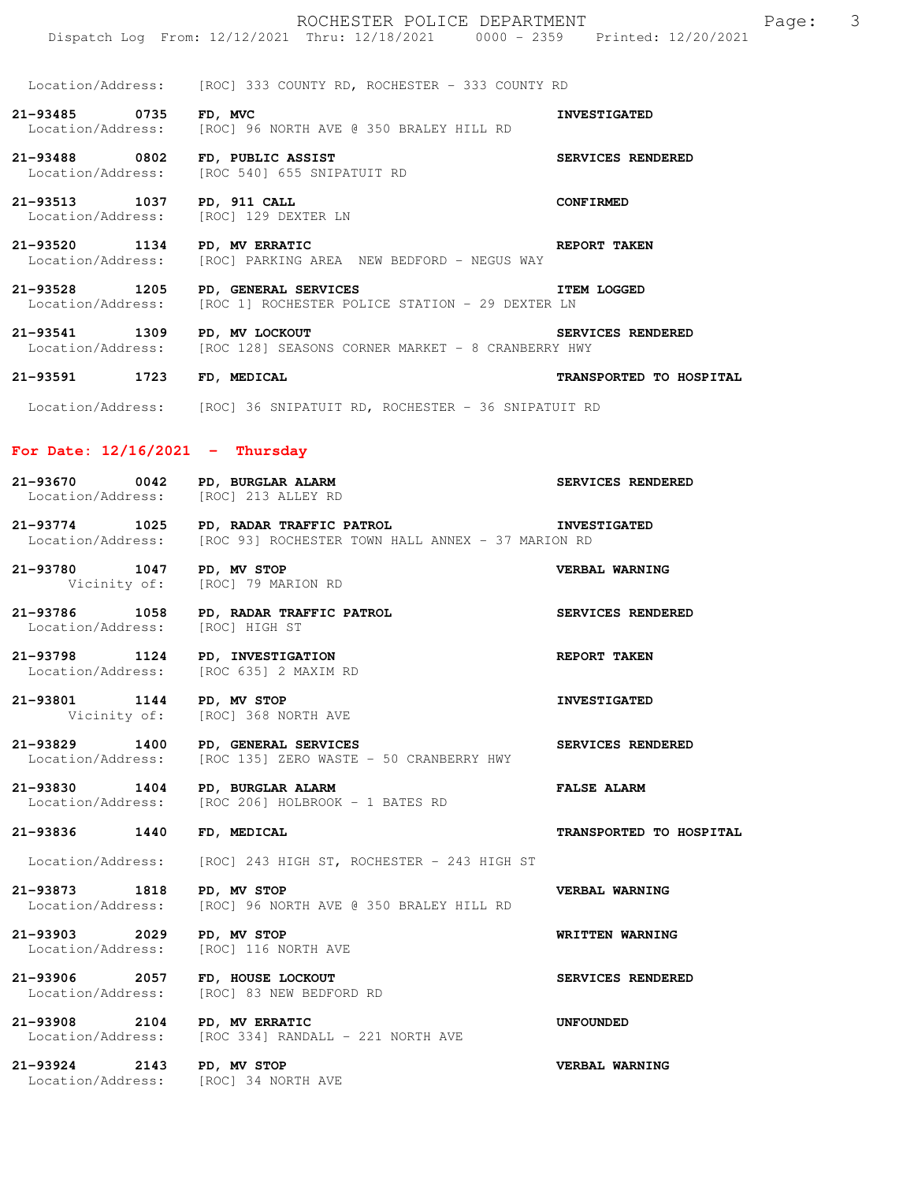Location/Address: [ROC] 333 COUNTY RD, ROCHESTER - 333 COUNTY RD

**21-93485 0735 FD, MVC** — **INVESTIGATED**
Location/Address: [ROC] 96 NORTH AVE @ 350 BRALEY HILL RD

**21-93488 0802 FD, PUBLIC ASSIST** — **SERVICES RENDERED**
Location/Address: [ROC 540] 655 SNIPATUIT RD

**21-93513 1037 PD, 911 CALL** — **CONFIRMED**
Location/Address: [ROC] 129 DEXTER LN

**21-93520 1134 PD, MV ERRATIC** — **REPORT TAKEN**
Location/Address: [ROC] PARKING AREA NEW BEDFORD - NEGUS WAY

**21-93528 1205 PD, GENERAL SERVICES** — **ITEM LOGGED**
Location/Address: [ROC 1] ROCHESTER POLICE STATION - 29 DEXTER LN

**21-93541 1309 PD, MV LOCKOUT** — **SERVICES RENDERED**
Location/Address: [ROC 128] SEASONS CORNER MARKET - 8 CRANBERRY HWY

**21-93591 1723 FD, MEDICAL** — **TRANSPORTED TO HOSPITAL**
Location/Address: [ROC] 36 SNIPATUIT RD, ROCHESTER - 36 SNIPATUIT RD

## For Date: 12/16/2021 - Thursday

**21-93670 0042 PD, BURGLAR ALARM** — **SERVICES RENDERED**
Location/Address: [ROC] 213 ALLEY RD

**21-93774 1025 PD, RADAR TRAFFIC PATROL** — **INVESTIGATED**
Location/Address: [ROC 93] ROCHESTER TOWN HALL ANNEX - 37 MARION RD

**21-93780 1047 PD, MV STOP** — **VERBAL WARNING**
Vicinity of: [ROC] 79 MARION RD

**21-93786 1058 PD, RADAR TRAFFIC PATROL** — **SERVICES RENDERED**
Location/Address: [ROC] HIGH ST

**21-93798 1124 PD, INVESTIGATION** — **REPORT TAKEN**
Location/Address: [ROC 635] 2 MAXIM RD

**21-93801 1144 PD, MV STOP** — **INVESTIGATED**
Vicinity of: [ROC] 368 NORTH AVE

**21-93829 1400 PD, GENERAL SERVICES** — **SERVICES RENDERED**
Location/Address: [ROC 135] ZERO WASTE - 50 CRANBERRY HWY

**21-93830 1404 PD, BURGLAR ALARM** — **FALSE ALARM**
Location/Address: [ROC 206] HOLBROOK - 1 BATES RD

**21-93836 1440 FD, MEDICAL** — **TRANSPORTED TO HOSPITAL**
Location/Address: [ROC] 243 HIGH ST, ROCHESTER - 243 HIGH ST

**21-93873 1818 PD, MV STOP** — **VERBAL WARNING**
Location/Address: [ROC] 96 NORTH AVE @ 350 BRALEY HILL RD

**21-93903 2029 PD, MV STOP** — **WRITTEN WARNING**
Location/Address: [ROC] 116 NORTH AVE

**21-93906 2057 FD, HOUSE LOCKOUT** — **SERVICES RENDERED**
Location/Address: [ROC] 83 NEW BEDFORD RD

**21-93908 2104 PD, MV ERRATIC** — **UNFOUNDED**
Location/Address: [ROC 334] RANDALL - 221 NORTH AVE

**21-93924 2143 PD, MV STOP** — **VERBAL WARNING**
Location/Address: [ROC] 34 NORTH AVE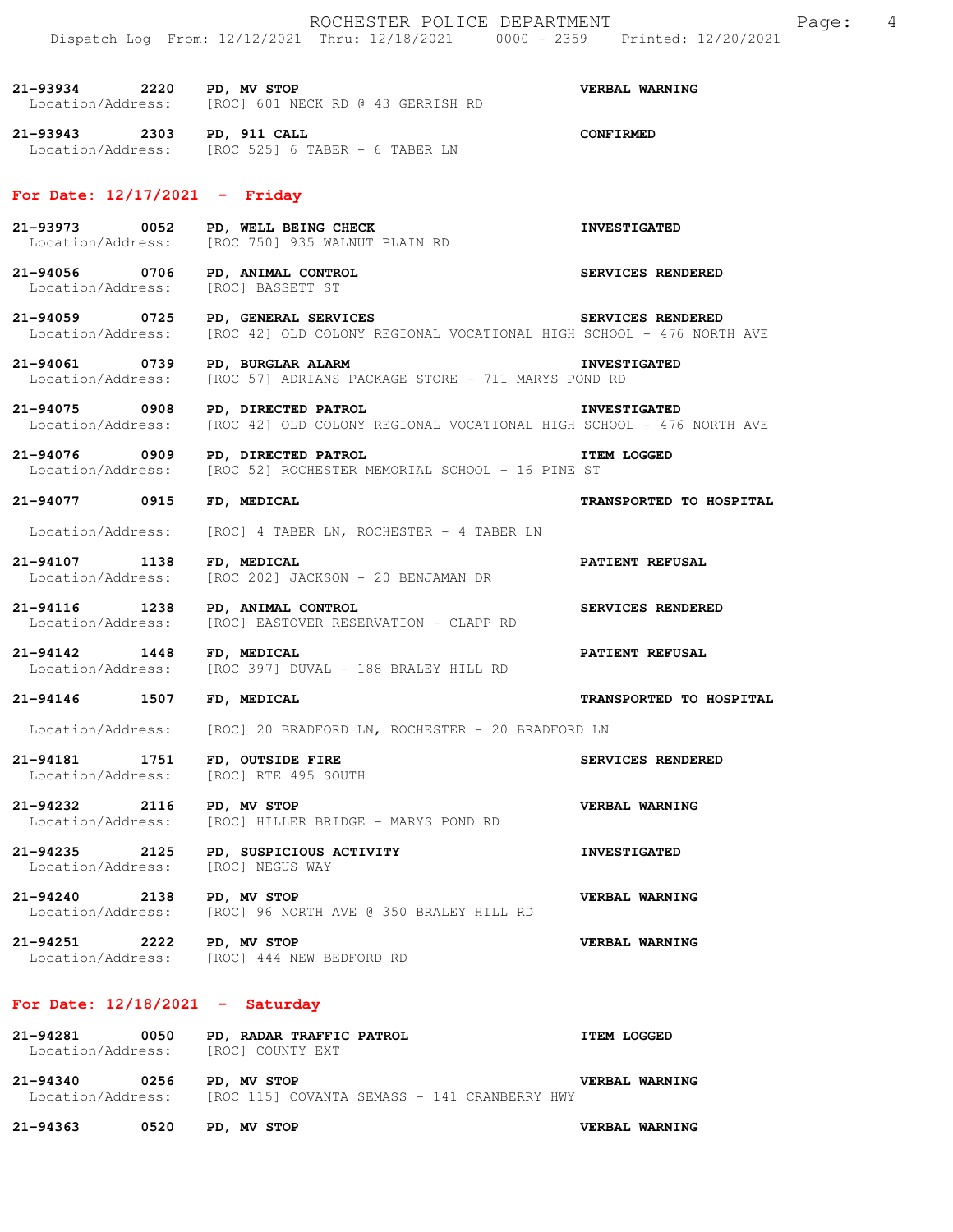21-93934 2220 **PD, MV STOP** **VERBAL WARNING**
Location/Address: [ROC] 601 NECK RD @ 43 GERRISH RD

21-93943 2303 **PD, 911 CALL** **CONFIRMED**
Location/Address: [ROC 525] 6 TABER - 6 TABER LN

## For Date: 12/17/2021 - Friday

21-93973 0052 **PD, WELL BEING CHECK** **INVESTIGATED**
Location/Address: [ROC 750] 935 WALNUT PLAIN RD

21-94056 0706 **PD, ANIMAL CONTROL** **SERVICES RENDERED**
Location/Address: [ROC] BASSETT ST

21-94059 0725 **PD, GENERAL SERVICES** **SERVICES RENDERED**
Location/Address: [ROC 42] OLD COLONY REGIONAL VOCATIONAL HIGH SCHOOL - 476 NORTH AVE

21-94061 0739 **PD, BURGLAR ALARM** **INVESTIGATED**
Location/Address: [ROC 57] ADRIANS PACKAGE STORE - 711 MARYS POND RD

21-94075 0908 **PD, DIRECTED PATROL** **INVESTIGATED**
Location/Address: [ROC 42] OLD COLONY REGIONAL VOCATIONAL HIGH SCHOOL - 476 NORTH AVE

21-94076 0909 **PD, DIRECTED PATROL** **ITEM LOGGED**
Location/Address: [ROC 52] ROCHESTER MEMORIAL SCHOOL - 16 PINE ST

21-94077 0915 **FD, MEDICAL** **TRANSPORTED TO HOSPITAL**
Location/Address: [ROC] 4 TABER LN, ROCHESTER - 4 TABER LN

21-94107 1138 **FD, MEDICAL** **PATIENT REFUSAL**
Location/Address: [ROC 202] JACKSON - 20 BENJAMAN DR

21-94116 1238 **PD, ANIMAL CONTROL** **SERVICES RENDERED**
Location/Address: [ROC] EASTOVER RESERVATION - CLAPP RD

21-94142 1448 **FD, MEDICAL** **PATIENT REFUSAL**
Location/Address: [ROC 397] DUVAL - 188 BRALEY HILL RD

21-94146 1507 **FD, MEDICAL** **TRANSPORTED TO HOSPITAL**
Location/Address: [ROC] 20 BRADFORD LN, ROCHESTER - 20 BRADFORD LN

21-94181 1751 **FD, OUTSIDE FIRE** **SERVICES RENDERED**
Location/Address: [ROC] RTE 495 SOUTH

21-94232 2116 **PD, MV STOP** **VERBAL WARNING**
Location/Address: [ROC] HILLER BRIDGE - MARYS POND RD

21-94235 2125 **PD, SUSPICIOUS ACTIVITY** **INVESTIGATED**
Location/Address: [ROC] NEGUS WAY

21-94240 2138 **PD, MV STOP** **VERBAL WARNING**
Location/Address: [ROC] 96 NORTH AVE @ 350 BRALEY HILL RD

21-94251 2222 **PD, MV STOP** **VERBAL WARNING**
Location/Address: [ROC] 444 NEW BEDFORD RD

## For Date: 12/18/2021 - Saturday

21-94281 0050 **PD, RADAR TRAFFIC PATROL** **ITEM LOGGED**
Location/Address: [ROC] COUNTY EXT

21-94340 0256 **PD, MV STOP** **VERBAL WARNING**
Location/Address: [ROC 115] COVANTA SEMASS - 141 CRANBERRY HWY

21-94363 0520 **PD, MV STOP** **VERBAL WARNING**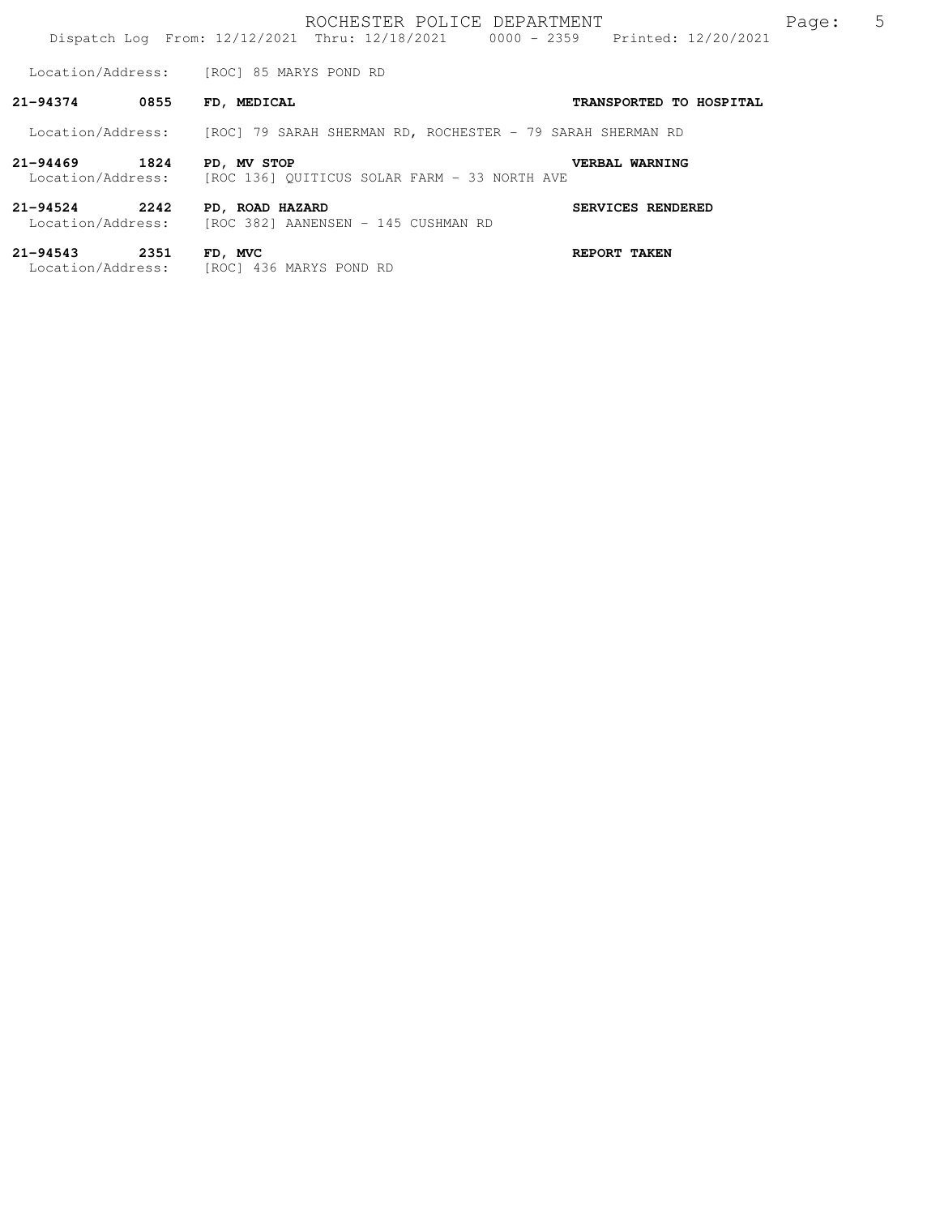Location/Address: [ROC] 85 MARYS POND RD

**21-94374 0855 FD, MEDICAL** **TRANSPORTED TO HOSPITAL**

Location/Address: [ROC] 79 SARAH SHERMAN RD, ROCHESTER - 79 SARAH SHERMAN RD

**21-94469 1824 PD, MV STOP** **VERBAL WARNING**
Location/Address: [ROC 136] QUITICUS SOLAR FARM - 33 NORTH AVE

**21-94524 2242 PD, ROAD HAZARD** **SERVICES RENDERED**
Location/Address: [ROC 382] AANENSEN - 145 CUSHMAN RD

**21-94543 2351 FD, MVC** **REPORT TAKEN**
Location/Address: [ROC] 436 MARYS POND RD